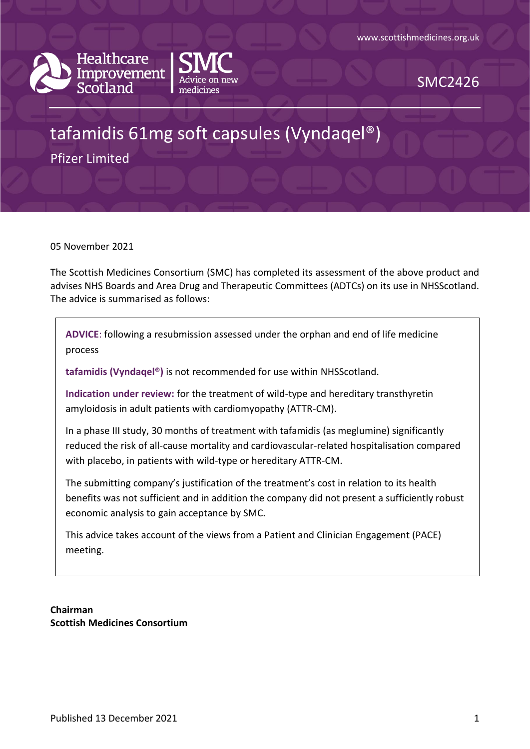www.scottishmedicines.org.uk

Healthcare Improvement Scotland | SMC Advice on new medicines

SMC2426

# tafamidis 61mg soft capsules (Vyndaqel®)

Pfizer Limited

05 November 2021

The Scottish Medicines Consortium (SMC) has completed its assessment of the above product and advises NHS Boards and Area Drug and Therapeutic Committees (ADTCs) on its use in NHSScotland. The advice is summarised as follows:

**ADVICE**: following a resubmission assessed under the orphan and end of life medicine process

**tafamidis (Vyndaqel®)** is not recommended for use within NHSScotland.

**Indication under review:** for the treatment of wild-type and hereditary transthyretin amyloidosis in adult patients with cardiomyopathy (ATTR-CM).

In a phase III study, 30 months of treatment with tafamidis (as meglumine) significantly reduced the risk of all-cause mortality and cardiovascular-related hospitalisation compared with placebo, in patients with wild-type or hereditary ATTR-CM.

The submitting company's justification of the treatment's cost in relation to its health benefits was not sufficient and in addition the company did not present a sufficiently robust economic analysis to gain acceptance by SMC.

This advice takes account of the views from a Patient and Clinician Engagement (PACE) meeting.

**Chairman**
**Scottish Medicines Consortium**

Published 13 December 2021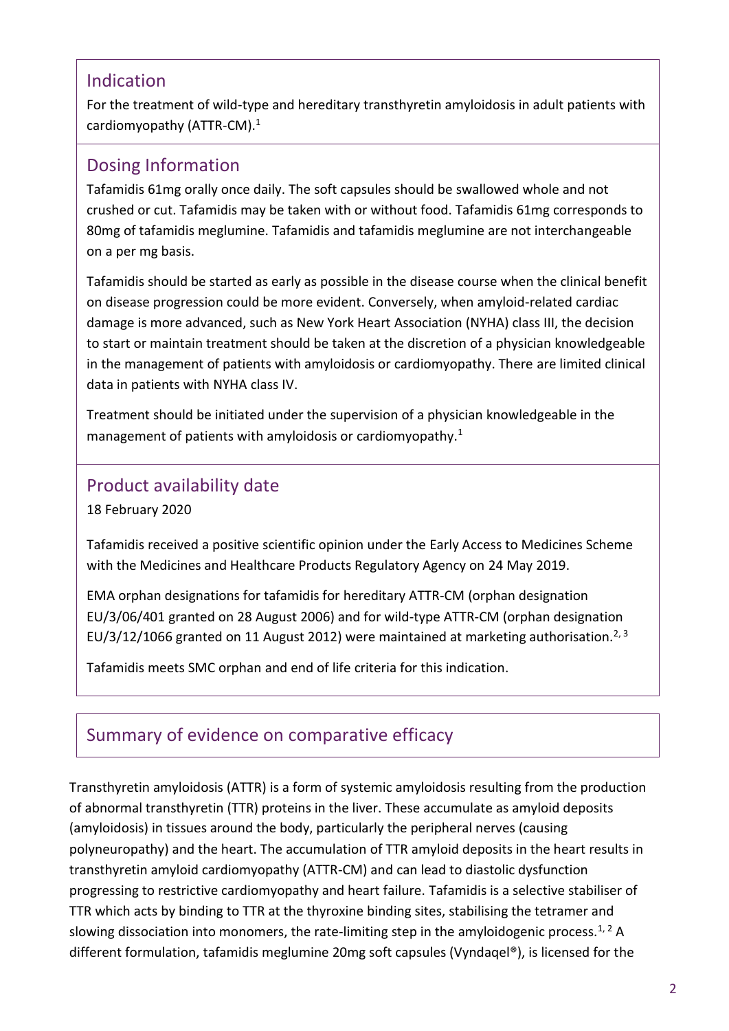## Indication

For the treatment of wild-type and hereditary transthyretin amyloidosis in adult patients with cardiomyopathy (ATTR-CM).[1]

## Dosing Information

Tafamidis 61mg orally once daily. The soft capsules should be swallowed whole and not crushed or cut. Tafamidis may be taken with or without food. Tafamidis 61mg corresponds to 80mg of tafamidis meglumine. Tafamidis and tafamidis meglumine are not interchangeable on a per mg basis.

Tafamidis should be started as early as possible in the disease course when the clinical benefit on disease progression could be more evident. Conversely, when amyloid-related cardiac damage is more advanced, such as New York Heart Association (NYHA) class III, the decision to start or maintain treatment should be taken at the discretion of a physician knowledgeable in the management of patients with amyloidosis or cardiomyopathy. There are limited clinical data in patients with NYHA class IV.

Treatment should be initiated under the supervision of a physician knowledgeable in the management of patients with amyloidosis or cardiomyopathy.[1]

## Product availability date

18 February 2020

Tafamidis received a positive scientific opinion under the Early Access to Medicines Scheme with the Medicines and Healthcare Products Regulatory Agency on 24 May 2019.

EMA orphan designations for tafamidis for hereditary ATTR-CM (orphan designation EU/3/06/401 granted on 28 August 2006) and for wild-type ATTR-CM (orphan designation EU/3/12/1066 granted on 11 August 2012) were maintained at marketing authorisation.[2, 3]

Tafamidis meets SMC orphan and end of life criteria for this indication.

## Summary of evidence on comparative efficacy

Transthyretin amyloidosis (ATTR) is a form of systemic amyloidosis resulting from the production of abnormal transthyretin (TTR) proteins in the liver. These accumulate as amyloid deposits (amyloidosis) in tissues around the body, particularly the peripheral nerves (causing polyneuropathy) and the heart. The accumulation of TTR amyloid deposits in the heart results in transthyretin amyloid cardiomyopathy (ATTR-CM) and can lead to diastolic dysfunction progressing to restrictive cardiomyopathy and heart failure. Tafamidis is a selective stabiliser of TTR which acts by binding to TTR at the thyroxine binding sites, stabilising the tetramer and slowing dissociation into monomers, the rate-limiting step in the amyloidogenic process.[1, 2] A different formulation, tafamidis meglumine 20mg soft capsules (Vyndaqel®), is licensed for the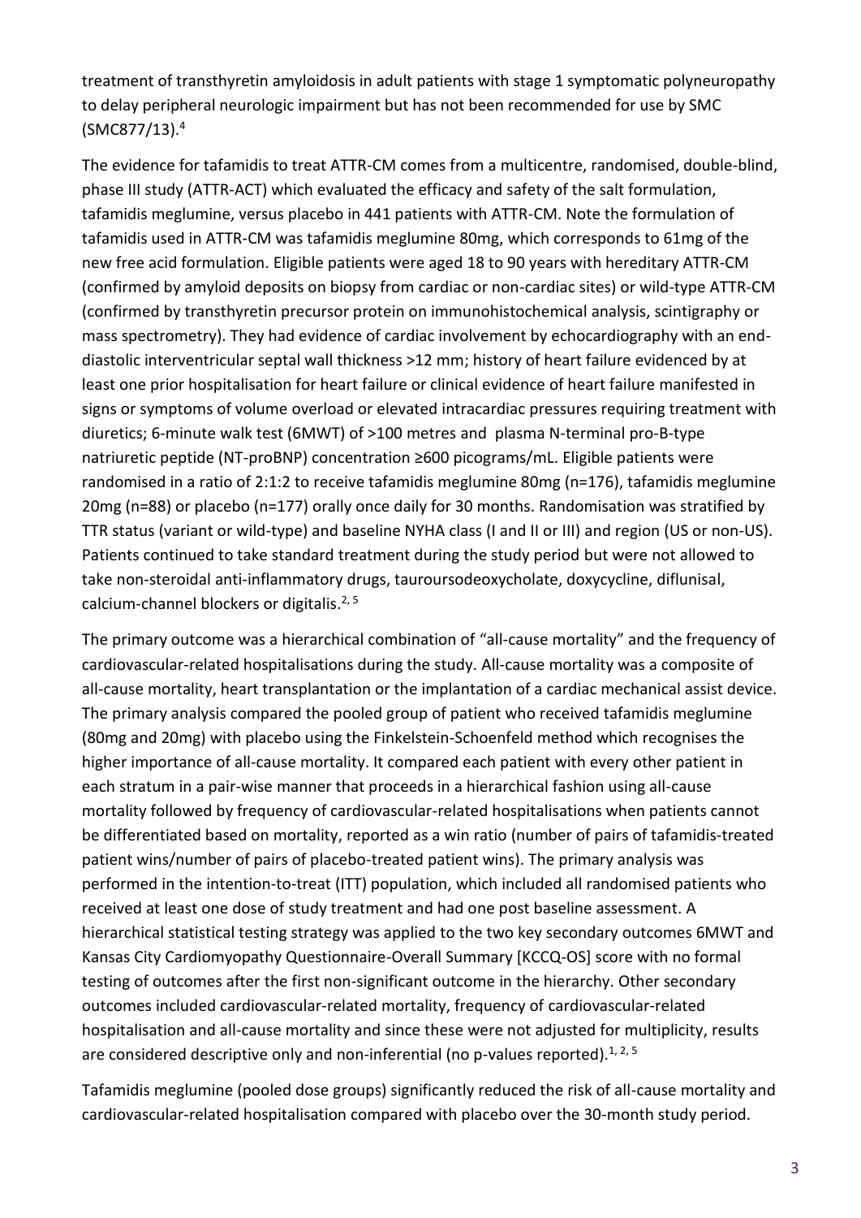treatment of transthyretin amyloidosis in adult patients with stage 1 symptomatic polyneuropathy to delay peripheral neurologic impairment but has not been recommended for use by SMC (SMC877/13).[4]

The evidence for tafamidis to treat ATTR-CM comes from a multicentre, randomised, double-blind, phase III study (ATTR-ACT) which evaluated the efficacy and safety of the salt formulation, tafamidis meglumine, versus placebo in 441 patients with ATTR-CM. Note the formulation of tafamidis used in ATTR-CM was tafamidis meglumine 80mg, which corresponds to 61mg of the new free acid formulation. Eligible patients were aged 18 to 90 years with hereditary ATTR-CM (confirmed by amyloid deposits on biopsy from cardiac or non-cardiac sites) or wild-type ATTR-CM (confirmed by transthyretin precursor protein on immunohistochemical analysis, scintigraphy or mass spectrometry). They had evidence of cardiac involvement by echocardiography with an end-diastolic interventricular septal wall thickness >12 mm; history of heart failure evidenced by at least one prior hospitalisation for heart failure or clinical evidence of heart failure manifested in signs or symptoms of volume overload or elevated intracardiac pressures requiring treatment with diuretics; 6-minute walk test (6MWT) of >100 metres and plasma N-terminal pro-B-type natriuretic peptide (NT-proBNP) concentration ≥600 picograms/mL. Eligible patients were randomised in a ratio of 2:1:2 to receive tafamidis meglumine 80mg (n=176), tafamidis meglumine 20mg (n=88) or placebo (n=177) orally once daily for 30 months. Randomisation was stratified by TTR status (variant or wild-type) and baseline NYHA class (I and II or III) and region (US or non-US). Patients continued to take standard treatment during the study period but were not allowed to take non-steroidal anti-inflammatory drugs, tauroursodeoxycholate, doxycycline, diflunisal, calcium-channel blockers or digitalis.[2, 5]

The primary outcome was a hierarchical combination of "all-cause mortality" and the frequency of cardiovascular-related hospitalisations during the study. All-cause mortality was a composite of all-cause mortality, heart transplantation or the implantation of a cardiac mechanical assist device. The primary analysis compared the pooled group of patient who received tafamidis meglumine (80mg and 20mg) with placebo using the Finkelstein-Schoenfeld method which recognises the higher importance of all-cause mortality. It compared each patient with every other patient in each stratum in a pair-wise manner that proceeds in a hierarchical fashion using all-cause mortality followed by frequency of cardiovascular-related hospitalisations when patients cannot be differentiated based on mortality, reported as a win ratio (number of pairs of tafamidis-treated patient wins/number of pairs of placebo-treated patient wins). The primary analysis was performed in the intention-to-treat (ITT) population, which included all randomised patients who received at least one dose of study treatment and had one post baseline assessment. A hierarchical statistical testing strategy was applied to the two key secondary outcomes 6MWT and Kansas City Cardiomyopathy Questionnaire-Overall Summary [KCCQ-OS] score with no formal testing of outcomes after the first non-significant outcome in the hierarchy. Other secondary outcomes included cardiovascular-related mortality, frequency of cardiovascular-related hospitalisation and all-cause mortality and since these were not adjusted for multiplicity, results are considered descriptive only and non-inferential (no p-values reported).[1, 2, 5]

Tafamidis meglumine (pooled dose groups) significantly reduced the risk of all-cause mortality and cardiovascular-related hospitalisation compared with placebo over the 30-month study period.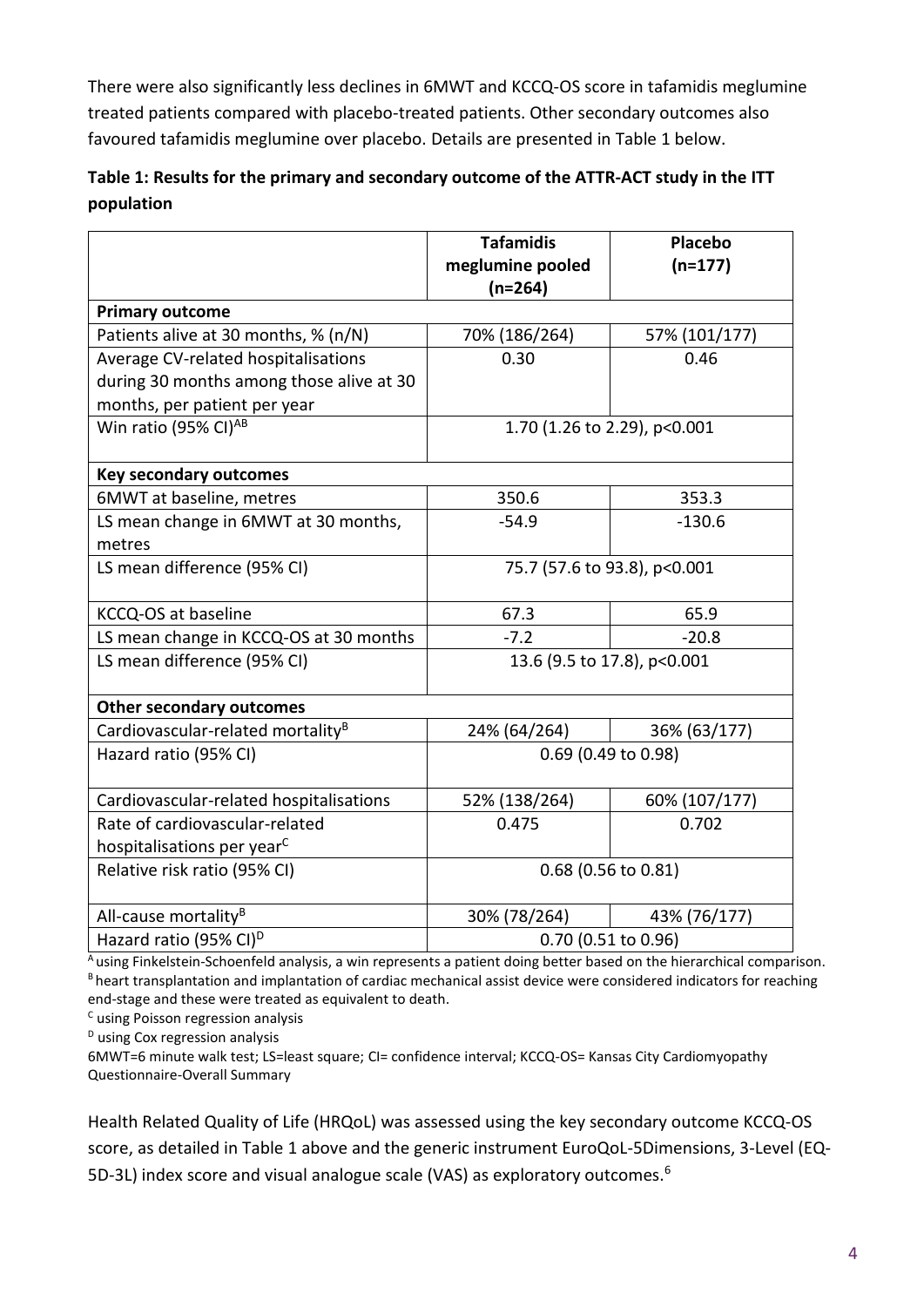There were also significantly less declines in 6MWT and KCCQ-OS score in tafamidis meglumine treated patients compared with placebo-treated patients. Other secondary outcomes also favoured tafamidis meglumine over placebo. Details are presented in Table 1 below.

**Table 1: Results for the primary and secondary outcome of the ATTR-ACT study in the ITT population**

| | Tafamidis meglumine pooled (n=264) | Placebo (n=177) |
|---|---|---|
| **Primary outcome** | | |
| Patients alive at 30 months, % (n/N) | 70% (186/264) | 57% (101/177) |
| Average CV-related hospitalisations during 30 months among those alive at 30 months, per patient per year | 0.30 | 0.46 |
| Win ratio (95% CI)[AB] | 1.70 (1.26 to 2.29), p<0.001 | |
| **Key secondary outcomes** | | |
| 6MWT at baseline, metres | 350.6 | 353.3 |
| LS mean change in 6MWT at 30 months, metres | -54.9 | -130.6 |
| LS mean difference (95% CI) | 75.7 (57.6 to 93.8), p<0.001 | |
| KCCQ-OS at baseline | 67.3 | 65.9 |
| LS mean change in KCCQ-OS at 30 months | -7.2 | -20.8 |
| LS mean difference (95% CI) | 13.6 (9.5 to 17.8), p<0.001 | |
| **Other secondary outcomes** | | |
| Cardiovascular-related mortality[B] | 24% (64/264) | 36% (63/177) |
| Hazard ratio (95% CI) | 0.69 (0.49 to 0.98) | |
| Cardiovascular-related hospitalisations | 52% (138/264) | 60% (107/177) |
| Rate of cardiovascular-related hospitalisations per year[C] | 0.475 | 0.702 |
| Relative risk ratio (95% CI) | 0.68 (0.56 to 0.81) | |
| All-cause mortality[B] | 30% (78/264) | 43% (76/177) |
| Hazard ratio (95% CI)[D] | 0.70 (0.51 to 0.96) | |

[A] using Finkelstein-Schoenfeld analysis, a win represents a patient doing better based on the hierarchical comparison.
[B] heart transplantation and implantation of cardiac mechanical assist device were considered indicators for reaching end-stage and these were treated as equivalent to death.
[C] using Poisson regression analysis
[D] using Cox regression analysis
6MWT=6 minute walk test; LS=least square; CI= confidence interval; KCCQ-OS= Kansas City Cardiomyopathy Questionnaire-Overall Summary

Health Related Quality of Life (HRQoL) was assessed using the key secondary outcome KCCQ-OS score, as detailed in Table 1 above and the generic instrument EuroQoL-5Dimensions, 3-Level (EQ-5D-3L) index score and visual analogue scale (VAS) as exploratory outcomes.[6]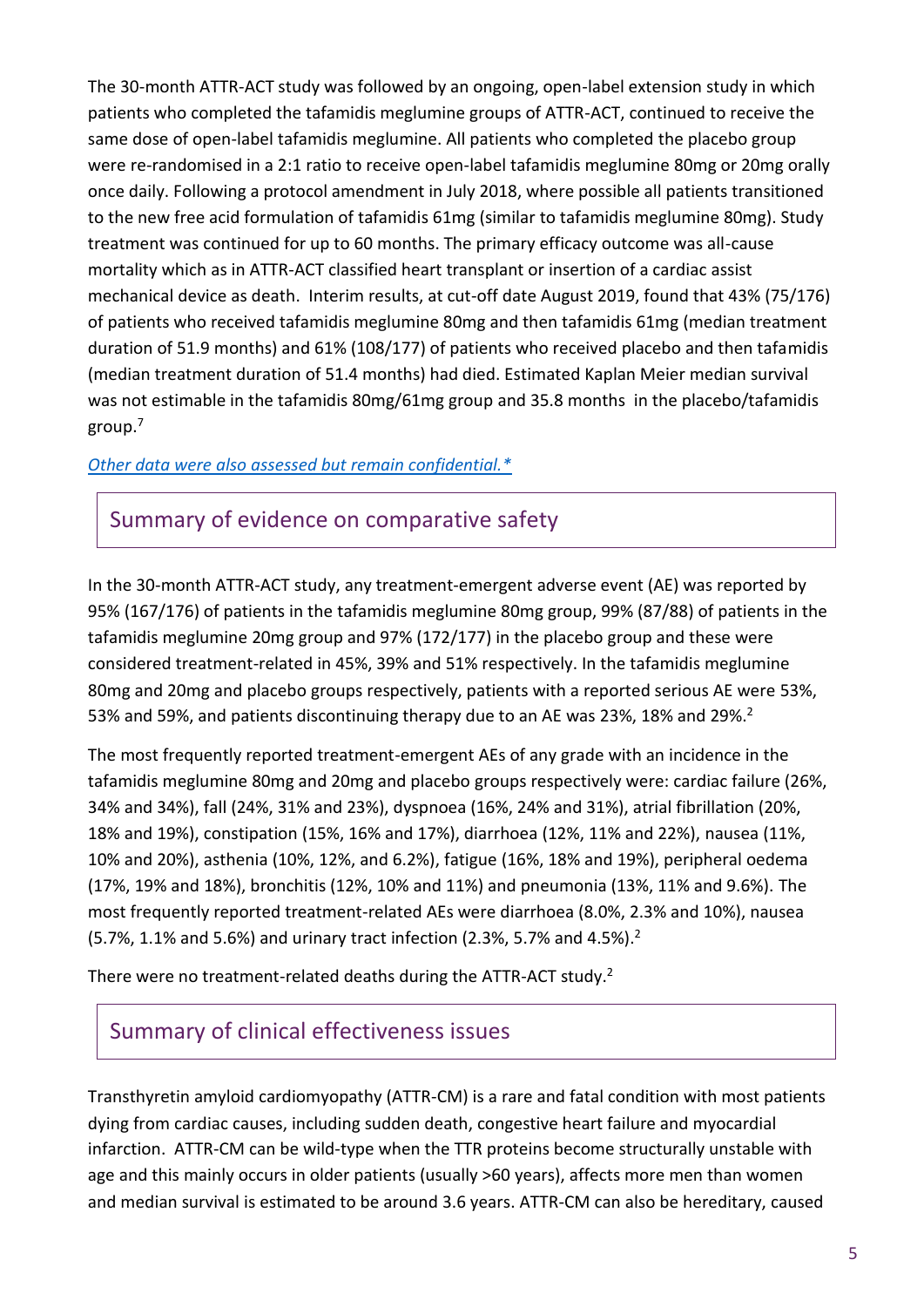The 30-month ATTR-ACT study was followed by an ongoing, open-label extension study in which patients who completed the tafamidis meglumine groups of ATTR-ACT, continued to receive the same dose of open-label tafamidis meglumine. All patients who completed the placebo group were re-randomised in a 2:1 ratio to receive open-label tafamidis meglumine 80mg or 20mg orally once daily. Following a protocol amendment in July 2018, where possible all patients transitioned to the new free acid formulation of tafamidis 61mg (similar to tafamidis meglumine 80mg). Study treatment was continued for up to 60 months. The primary efficacy outcome was all-cause mortality which as in ATTR-ACT classified heart transplant or insertion of a cardiac assist mechanical device as death. Interim results, at cut-off date August 2019, found that 43% (75/176) of patients who received tafamidis meglumine 80mg and then tafamidis 61mg (median treatment duration of 51.9 months) and 61% (108/177) of patients who received placebo and then tafamidis (median treatment duration of 51.4 months) had died. Estimated Kaplan Meier median survival was not estimable in the tafamidis 80mg/61mg group and 35.8 months in the placebo/tafamidis group.[7]

*Other data were also assessed but remain confidential.**

## Summary of evidence on comparative safety

In the 30-month ATTR-ACT study, any treatment-emergent adverse event (AE) was reported by 95% (167/176) of patients in the tafamidis meglumine 80mg group, 99% (87/88) of patients in the tafamidis meglumine 20mg group and 97% (172/177) in the placebo group and these were considered treatment-related in 45%, 39% and 51% respectively. In the tafamidis meglumine 80mg and 20mg and placebo groups respectively, patients with a reported serious AE were 53%, 53% and 59%, and patients discontinuing therapy due to an AE was 23%, 18% and 29%.[2]

The most frequently reported treatment-emergent AEs of any grade with an incidence in the tafamidis meglumine 80mg and 20mg and placebo groups respectively were: cardiac failure (26%, 34% and 34%), fall (24%, 31% and 23%), dyspnoea (16%, 24% and 31%), atrial fibrillation (20%, 18% and 19%), constipation (15%, 16% and 17%), diarrhoea (12%, 11% and 22%), nausea (11%, 10% and 20%), asthenia (10%, 12%, and 6.2%), fatigue (16%, 18% and 19%), peripheral oedema (17%, 19% and 18%), bronchitis (12%, 10% and 11%) and pneumonia (13%, 11% and 9.6%). The most frequently reported treatment-related AEs were diarrhoea (8.0%, 2.3% and 10%), nausea (5.7%, 1.1% and 5.6%) and urinary tract infection (2.3%, 5.7% and 4.5%).[2]

There were no treatment-related deaths during the ATTR-ACT study.[2]

## Summary of clinical effectiveness issues

Transthyretin amyloid cardiomyopathy (ATTR-CM) is a rare and fatal condition with most patients dying from cardiac causes, including sudden death, congestive heart failure and myocardial infarction. ATTR-CM can be wild-type when the TTR proteins become structurally unstable with age and this mainly occurs in older patients (usually >60 years), affects more men than women and median survival is estimated to be around 3.6 years. ATTR-CM can also be hereditary, caused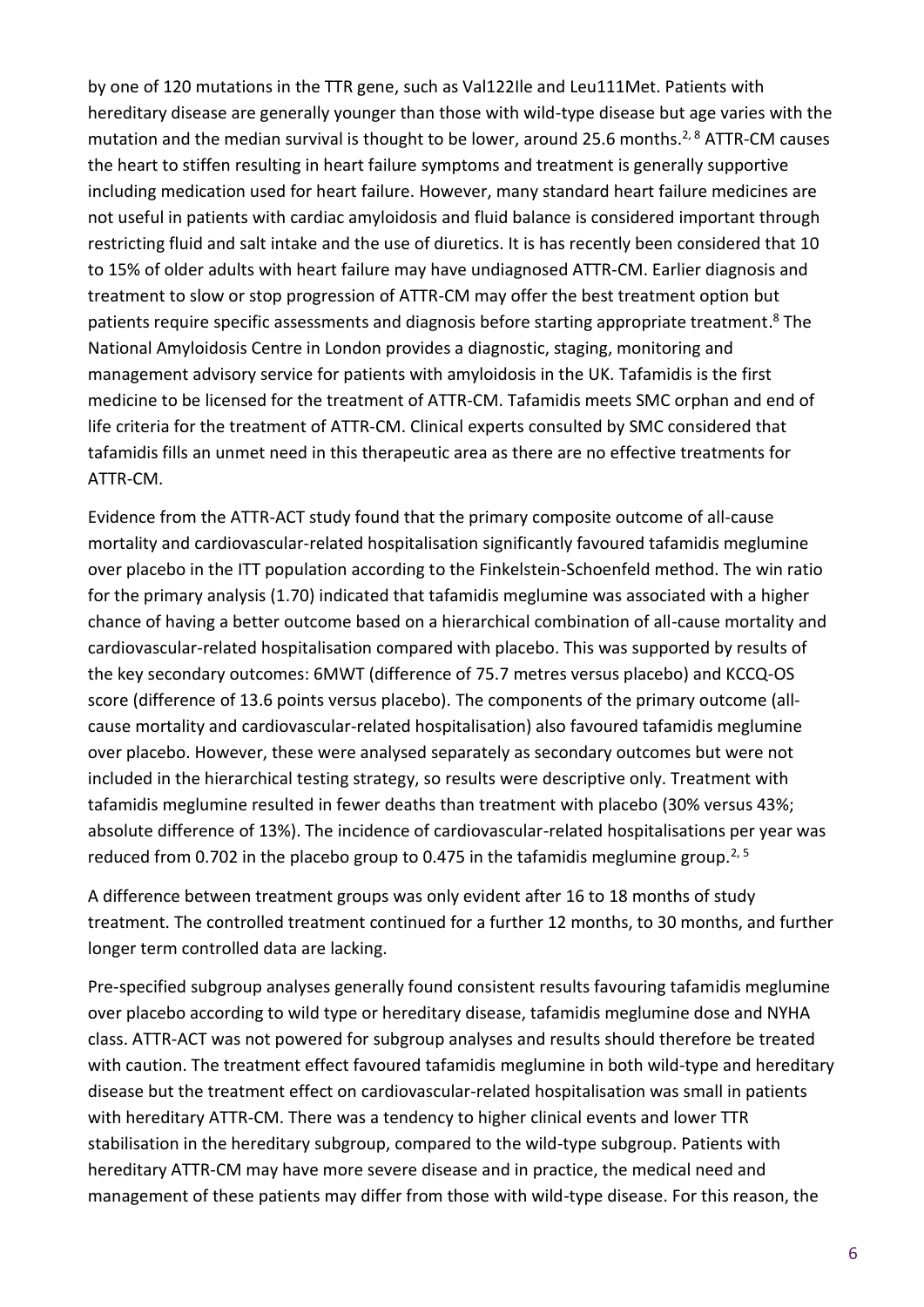by one of 120 mutations in the TTR gene, such as Val122Ile and Leu111Met. Patients with hereditary disease are generally younger than those with wild-type disease but age varies with the mutation and the median survival is thought to be lower, around 25.6 months.[2, 8] ATTR-CM causes the heart to stiffen resulting in heart failure symptoms and treatment is generally supportive including medication used for heart failure. However, many standard heart failure medicines are not useful in patients with cardiac amyloidosis and fluid balance is considered important through restricting fluid and salt intake and the use of diuretics. It is has recently been considered that 10 to 15% of older adults with heart failure may have undiagnosed ATTR-CM. Earlier diagnosis and treatment to slow or stop progression of ATTR-CM may offer the best treatment option but patients require specific assessments and diagnosis before starting appropriate treatment.[8] The National Amyloidosis Centre in London provides a diagnostic, staging, monitoring and management advisory service for patients with amyloidosis in the UK. Tafamidis is the first medicine to be licensed for the treatment of ATTR-CM. Tafamidis meets SMC orphan and end of life criteria for the treatment of ATTR-CM. Clinical experts consulted by SMC considered that tafamidis fills an unmet need in this therapeutic area as there are no effective treatments for ATTR-CM.

Evidence from the ATTR-ACT study found that the primary composite outcome of all-cause mortality and cardiovascular-related hospitalisation significantly favoured tafamidis meglumine over placebo in the ITT population according to the Finkelstein-Schoenfeld method. The win ratio for the primary analysis (1.70) indicated that tafamidis meglumine was associated with a higher chance of having a better outcome based on a hierarchical combination of all-cause mortality and cardiovascular-related hospitalisation compared with placebo. This was supported by results of the key secondary outcomes: 6MWT (difference of 75.7 metres versus placebo) and KCCQ-OS score (difference of 13.6 points versus placebo). The components of the primary outcome (all-cause mortality and cardiovascular-related hospitalisation) also favoured tafamidis meglumine over placebo. However, these were analysed separately as secondary outcomes but were not included in the hierarchical testing strategy, so results were descriptive only. Treatment with tafamidis meglumine resulted in fewer deaths than treatment with placebo (30% versus 43%; absolute difference of 13%). The incidence of cardiovascular-related hospitalisations per year was reduced from 0.702 in the placebo group to 0.475 in the tafamidis meglumine group.[2, 5]

A difference between treatment groups was only evident after 16 to 18 months of study treatment. The controlled treatment continued for a further 12 months, to 30 months, and further longer term controlled data are lacking.

Pre-specified subgroup analyses generally found consistent results favouring tafamidis meglumine over placebo according to wild type or hereditary disease, tafamidis meglumine dose and NYHA class. ATTR-ACT was not powered for subgroup analyses and results should therefore be treated with caution. The treatment effect favoured tafamidis meglumine in both wild-type and hereditary disease but the treatment effect on cardiovascular-related hospitalisation was small in patients with hereditary ATTR-CM. There was a tendency to higher clinical events and lower TTR stabilisation in the hereditary subgroup, compared to the wild-type subgroup. Patients with hereditary ATTR-CM may have more severe disease and in practice, the medical need and management of these patients may differ from those with wild-type disease. For this reason, the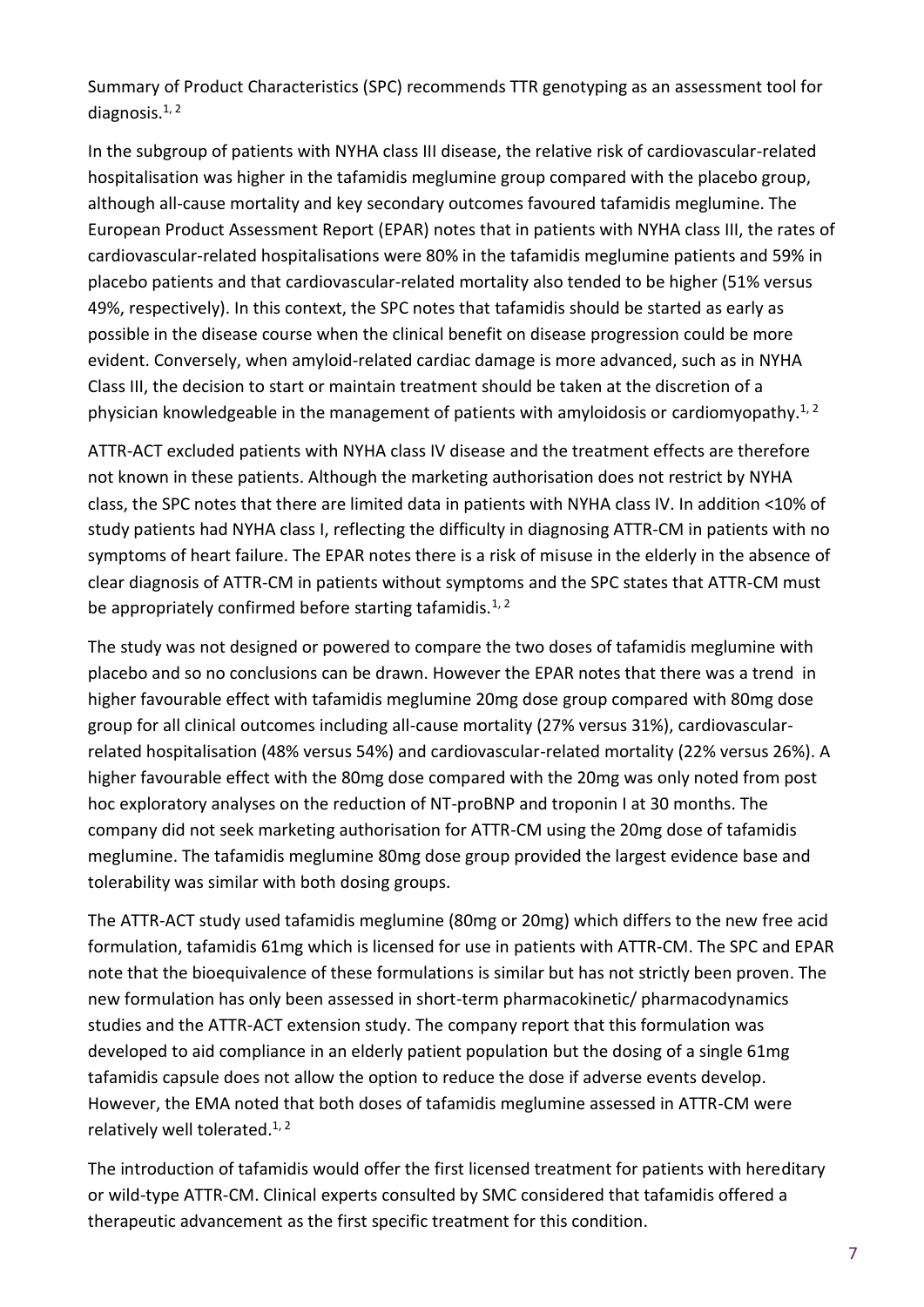Summary of Product Characteristics (SPC) recommends TTR genotyping as an assessment tool for diagnosis.[1, 2]

In the subgroup of patients with NYHA class III disease, the relative risk of cardiovascular-related hospitalisation was higher in the tafamidis meglumine group compared with the placebo group, although all-cause mortality and key secondary outcomes favoured tafamidis meglumine. The European Product Assessment Report (EPAR) notes that in patients with NYHA class III, the rates of cardiovascular-related hospitalisations were 80% in the tafamidis meglumine patients and 59% in placebo patients and that cardiovascular-related mortality also tended to be higher (51% versus 49%, respectively). In this context, the SPC notes that tafamidis should be started as early as possible in the disease course when the clinical benefit on disease progression could be more evident. Conversely, when amyloid-related cardiac damage is more advanced, such as in NYHA Class III, the decision to start or maintain treatment should be taken at the discretion of a physician knowledgeable in the management of patients with amyloidosis or cardiomyopathy.[1, 2]

ATTR-ACT excluded patients with NYHA class IV disease and the treatment effects are therefore not known in these patients. Although the marketing authorisation does not restrict by NYHA class, the SPC notes that there are limited data in patients with NYHA class IV. In addition <10% of study patients had NYHA class I, reflecting the difficulty in diagnosing ATTR-CM in patients with no symptoms of heart failure. The EPAR notes there is a risk of misuse in the elderly in the absence of clear diagnosis of ATTR-CM in patients without symptoms and the SPC states that ATTR-CM must be appropriately confirmed before starting tafamidis.[1, 2]

The study was not designed or powered to compare the two doses of tafamidis meglumine with placebo and so no conclusions can be drawn. However the EPAR notes that there was a trend in higher favourable effect with tafamidis meglumine 20mg dose group compared with 80mg dose group for all clinical outcomes including all-cause mortality (27% versus 31%), cardiovascular-related hospitalisation (48% versus 54%) and cardiovascular-related mortality (22% versus 26%). A higher favourable effect with the 80mg dose compared with the 20mg was only noted from post hoc exploratory analyses on the reduction of NT-proBNP and troponin I at 30 months. The company did not seek marketing authorisation for ATTR-CM using the 20mg dose of tafamidis meglumine. The tafamidis meglumine 80mg dose group provided the largest evidence base and tolerability was similar with both dosing groups.

The ATTR-ACT study used tafamidis meglumine (80mg or 20mg) which differs to the new free acid formulation, tafamidis 61mg which is licensed for use in patients with ATTR-CM. The SPC and EPAR note that the bioequivalence of these formulations is similar but has not strictly been proven. The new formulation has only been assessed in short-term pharmacokinetic/ pharmacodynamics studies and the ATTR-ACT extension study. The company report that this formulation was developed to aid compliance in an elderly patient population but the dosing of a single 61mg tafamidis capsule does not allow the option to reduce the dose if adverse events develop. However, the EMA noted that both doses of tafamidis meglumine assessed in ATTR-CM were relatively well tolerated.[1, 2]

The introduction of tafamidis would offer the first licensed treatment for patients with hereditary or wild-type ATTR-CM. Clinical experts consulted by SMC considered that tafamidis offered a therapeutic advancement as the first specific treatment for this condition.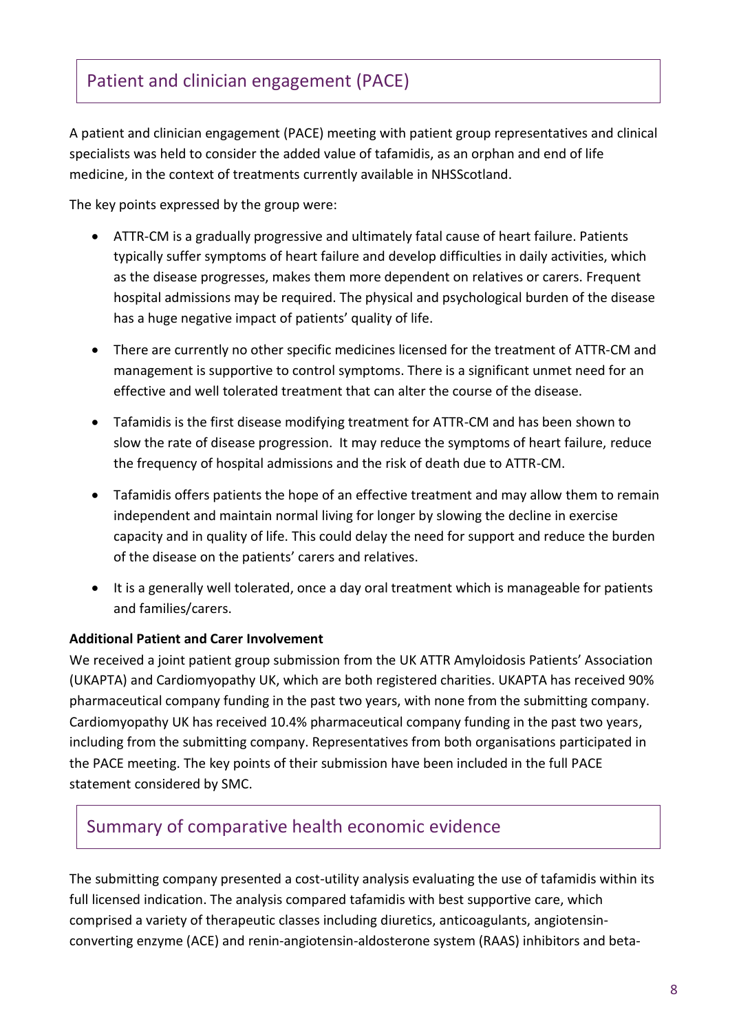## Patient and clinician engagement (PACE)

A patient and clinician engagement (PACE) meeting with patient group representatives and clinical specialists was held to consider the added value of tafamidis, as an orphan and end of life medicine, in the context of treatments currently available in NHSScotland.

The key points expressed by the group were:

- ATTR-CM is a gradually progressive and ultimately fatal cause of heart failure. Patients typically suffer symptoms of heart failure and develop difficulties in daily activities, which as the disease progresses, makes them more dependent on relatives or carers. Frequent hospital admissions may be required. The physical and psychological burden of the disease has a huge negative impact of patients' quality of life.
- There are currently no other specific medicines licensed for the treatment of ATTR-CM and management is supportive to control symptoms. There is a significant unmet need for an effective and well tolerated treatment that can alter the course of the disease.
- Tafamidis is the first disease modifying treatment for ATTR-CM and has been shown to slow the rate of disease progression. It may reduce the symptoms of heart failure, reduce the frequency of hospital admissions and the risk of death due to ATTR-CM.
- Tafamidis offers patients the hope of an effective treatment and may allow them to remain independent and maintain normal living for longer by slowing the decline in exercise capacity and in quality of life. This could delay the need for support and reduce the burden of the disease on the patients' carers and relatives.
- It is a generally well tolerated, once a day oral treatment which is manageable for patients and families/carers.

**Additional Patient and Carer Involvement**

We received a joint patient group submission from the UK ATTR Amyloidosis Patients' Association (UKAPTA) and Cardiomyopathy UK, which are both registered charities. UKAPTA has received 90% pharmaceutical company funding in the past two years, with none from the submitting company. Cardiomyopathy UK has received 10.4% pharmaceutical company funding in the past two years, including from the submitting company. Representatives from both organisations participated in the PACE meeting. The key points of their submission have been included in the full PACE statement considered by SMC.

## Summary of comparative health economic evidence

The submitting company presented a cost-utility analysis evaluating the use of tafamidis within its full licensed indication. The analysis compared tafamidis with best supportive care, which comprised a variety of therapeutic classes including diuretics, anticoagulants, angiotensin-converting enzyme (ACE) and renin-angiotensin-aldosterone system (RAAS) inhibitors and beta-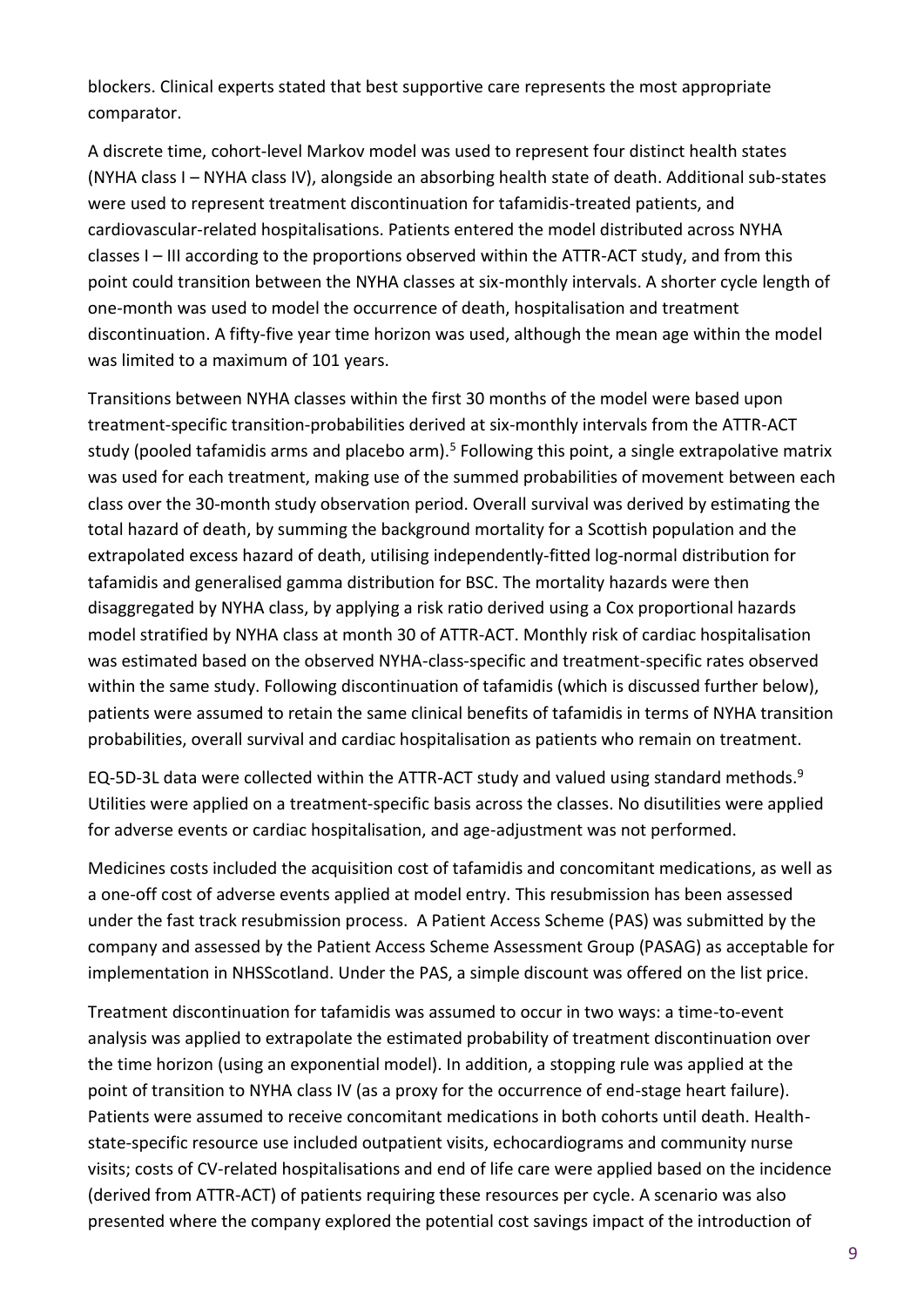blockers. Clinical experts stated that best supportive care represents the most appropriate comparator.

A discrete time, cohort-level Markov model was used to represent four distinct health states (NYHA class I – NYHA class IV), alongside an absorbing health state of death. Additional sub-states were used to represent treatment discontinuation for tafamidis-treated patients, and cardiovascular-related hospitalisations. Patients entered the model distributed across NYHA classes I – III according to the proportions observed within the ATTR-ACT study, and from this point could transition between the NYHA classes at six-monthly intervals. A shorter cycle length of one-month was used to model the occurrence of death, hospitalisation and treatment discontinuation. A fifty-five year time horizon was used, although the mean age within the model was limited to a maximum of 101 years.

Transitions between NYHA classes within the first 30 months of the model were based upon treatment-specific transition-probabilities derived at six-monthly intervals from the ATTR-ACT study (pooled tafamidis arms and placebo arm).[5] Following this point, a single extrapolative matrix was used for each treatment, making use of the summed probabilities of movement between each class over the 30-month study observation period. Overall survival was derived by estimating the total hazard of death, by summing the background mortality for a Scottish population and the extrapolated excess hazard of death, utilising independently-fitted log-normal distribution for tafamidis and generalised gamma distribution for BSC. The mortality hazards were then disaggregated by NYHA class, by applying a risk ratio derived using a Cox proportional hazards model stratified by NYHA class at month 30 of ATTR-ACT. Monthly risk of cardiac hospitalisation was estimated based on the observed NYHA-class-specific and treatment-specific rates observed within the same study. Following discontinuation of tafamidis (which is discussed further below), patients were assumed to retain the same clinical benefits of tafamidis in terms of NYHA transition probabilities, overall survival and cardiac hospitalisation as patients who remain on treatment.

EQ-5D-3L data were collected within the ATTR-ACT study and valued using standard methods.[9] Utilities were applied on a treatment-specific basis across the classes. No disutilities were applied for adverse events or cardiac hospitalisation, and age-adjustment was not performed.

Medicines costs included the acquisition cost of tafamidis and concomitant medications, as well as a one-off cost of adverse events applied at model entry. This resubmission has been assessed under the fast track resubmission process. A Patient Access Scheme (PAS) was submitted by the company and assessed by the Patient Access Scheme Assessment Group (PASAG) as acceptable for implementation in NHSScotland. Under the PAS, a simple discount was offered on the list price.

Treatment discontinuation for tafamidis was assumed to occur in two ways: a time-to-event analysis was applied to extrapolate the estimated probability of treatment discontinuation over the time horizon (using an exponential model). In addition, a stopping rule was applied at the point of transition to NYHA class IV (as a proxy for the occurrence of end-stage heart failure). Patients were assumed to receive concomitant medications in both cohorts until death. Health-state-specific resource use included outpatient visits, echocardiograms and community nurse visits; costs of CV-related hospitalisations and end of life care were applied based on the incidence (derived from ATTR-ACT) of patients requiring these resources per cycle. A scenario was also presented where the company explored the potential cost savings impact of the introduction of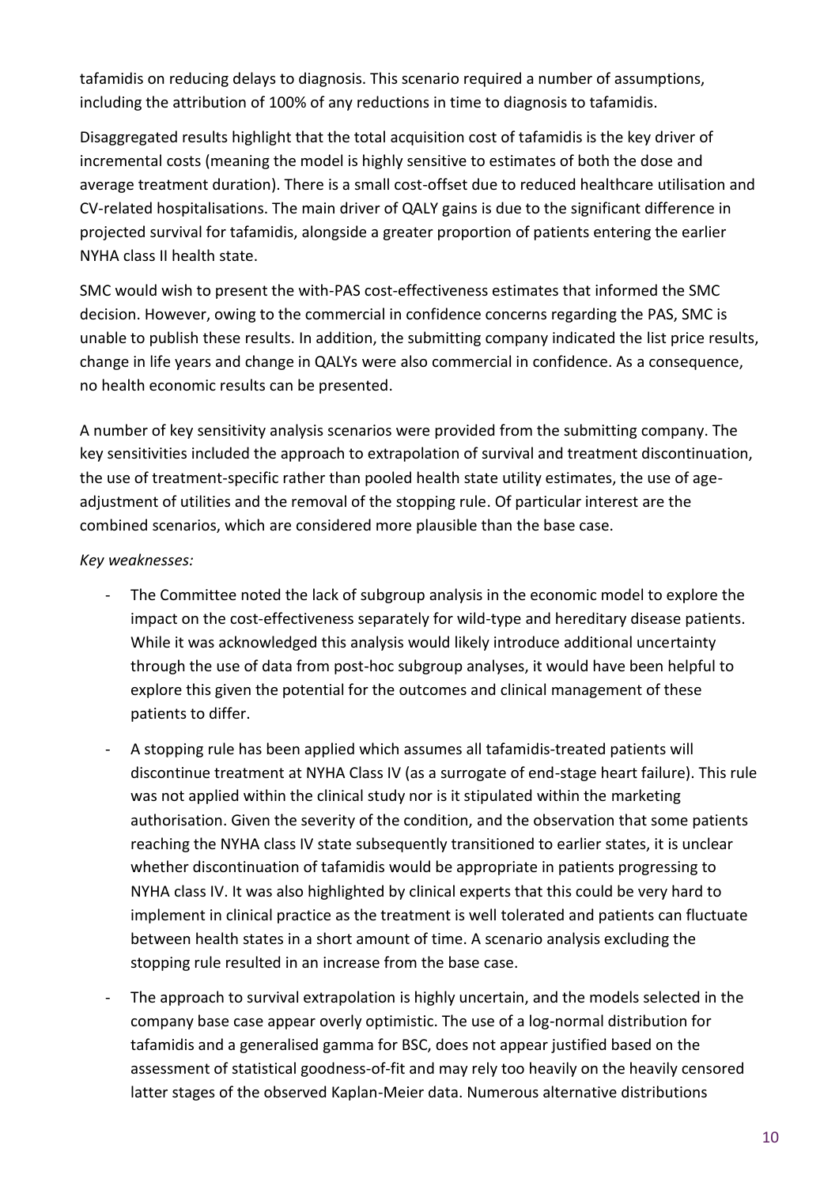tafamidis on reducing delays to diagnosis. This scenario required a number of assumptions, including the attribution of 100% of any reductions in time to diagnosis to tafamidis.

Disaggregated results highlight that the total acquisition cost of tafamidis is the key driver of incremental costs (meaning the model is highly sensitive to estimates of both the dose and average treatment duration). There is a small cost-offset due to reduced healthcare utilisation and CV-related hospitalisations. The main driver of QALY gains is due to the significant difference in projected survival for tafamidis, alongside a greater proportion of patients entering the earlier NYHA class II health state.

SMC would wish to present the with-PAS cost-effectiveness estimates that informed the SMC decision. However, owing to the commercial in confidence concerns regarding the PAS, SMC is unable to publish these results. In addition, the submitting company indicated the list price results, change in life years and change in QALYs were also commercial in confidence. As a consequence, no health economic results can be presented.

A number of key sensitivity analysis scenarios were provided from the submitting company. The key sensitivities included the approach to extrapolation of survival and treatment discontinuation, the use of treatment-specific rather than pooled health state utility estimates, the use of age-adjustment of utilities and the removal of the stopping rule. Of particular interest are the combined scenarios, which are considered more plausible than the base case.

*Key weaknesses:*

- The Committee noted the lack of subgroup analysis in the economic model to explore the impact on the cost-effectiveness separately for wild-type and hereditary disease patients. While it was acknowledged this analysis would likely introduce additional uncertainty through the use of data from post-hoc subgroup analyses, it would have been helpful to explore this given the potential for the outcomes and clinical management of these patients to differ.
- A stopping rule has been applied which assumes all tafamidis-treated patients will discontinue treatment at NYHA Class IV (as a surrogate of end-stage heart failure). This rule was not applied within the clinical study nor is it stipulated within the marketing authorisation. Given the severity of the condition, and the observation that some patients reaching the NYHA class IV state subsequently transitioned to earlier states, it is unclear whether discontinuation of tafamidis would be appropriate in patients progressing to NYHA class IV. It was also highlighted by clinical experts that this could be very hard to implement in clinical practice as the treatment is well tolerated and patients can fluctuate between health states in a short amount of time. A scenario analysis excluding the stopping rule resulted in an increase from the base case.
- The approach to survival extrapolation is highly uncertain, and the models selected in the company base case appear overly optimistic. The use of a log-normal distribution for tafamidis and a generalised gamma for BSC, does not appear justified based on the assessment of statistical goodness-of-fit and may rely too heavily on the heavily censored latter stages of the observed Kaplan-Meier data. Numerous alternative distributions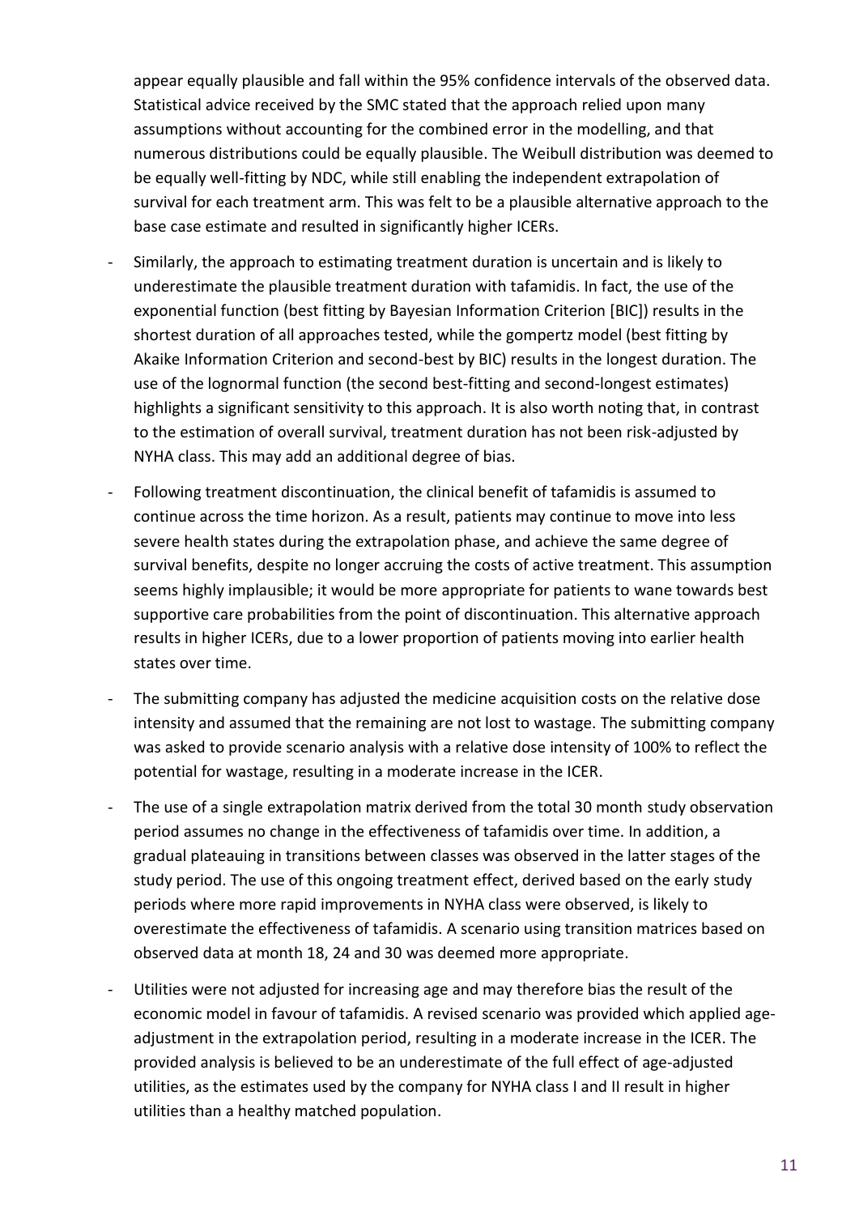appear equally plausible and fall within the 95% confidence intervals of the observed data. Statistical advice received by the SMC stated that the approach relied upon many assumptions without accounting for the combined error in the modelling, and that numerous distributions could be equally plausible. The Weibull distribution was deemed to be equally well-fitting by NDC, while still enabling the independent extrapolation of survival for each treatment arm. This was felt to be a plausible alternative approach to the base case estimate and resulted in significantly higher ICERs.

- Similarly, the approach to estimating treatment duration is uncertain and is likely to underestimate the plausible treatment duration with tafamidis. In fact, the use of the exponential function (best fitting by Bayesian Information Criterion [BIC]) results in the shortest duration of all approaches tested, while the gompertz model (best fitting by Akaike Information Criterion and second-best by BIC) results in the longest duration. The use of the lognormal function (the second best-fitting and second-longest estimates) highlights a significant sensitivity to this approach. It is also worth noting that, in contrast to the estimation of overall survival, treatment duration has not been risk-adjusted by NYHA class. This may add an additional degree of bias.
- Following treatment discontinuation, the clinical benefit of tafamidis is assumed to continue across the time horizon. As a result, patients may continue to move into less severe health states during the extrapolation phase, and achieve the same degree of survival benefits, despite no longer accruing the costs of active treatment. This assumption seems highly implausible; it would be more appropriate for patients to wane towards best supportive care probabilities from the point of discontinuation. This alternative approach results in higher ICERs, due to a lower proportion of patients moving into earlier health states over time.
- The submitting company has adjusted the medicine acquisition costs on the relative dose intensity and assumed that the remaining are not lost to wastage. The submitting company was asked to provide scenario analysis with a relative dose intensity of 100% to reflect the potential for wastage, resulting in a moderate increase in the ICER.
- The use of a single extrapolation matrix derived from the total 30 month study observation period assumes no change in the effectiveness of tafamidis over time. In addition, a gradual plateauing in transitions between classes was observed in the latter stages of the study period. The use of this ongoing treatment effect, derived based on the early study periods where more rapid improvements in NYHA class were observed, is likely to overestimate the effectiveness of tafamidis. A scenario using transition matrices based on observed data at month 18, 24 and 30 was deemed more appropriate.
- Utilities were not adjusted for increasing age and may therefore bias the result of the economic model in favour of tafamidis. A revised scenario was provided which applied age-adjustment in the extrapolation period, resulting in a moderate increase in the ICER. The provided analysis is believed to be an underestimate of the full effect of age-adjusted utilities, as the estimates used by the company for NYHA class I and II result in higher utilities than a healthy matched population.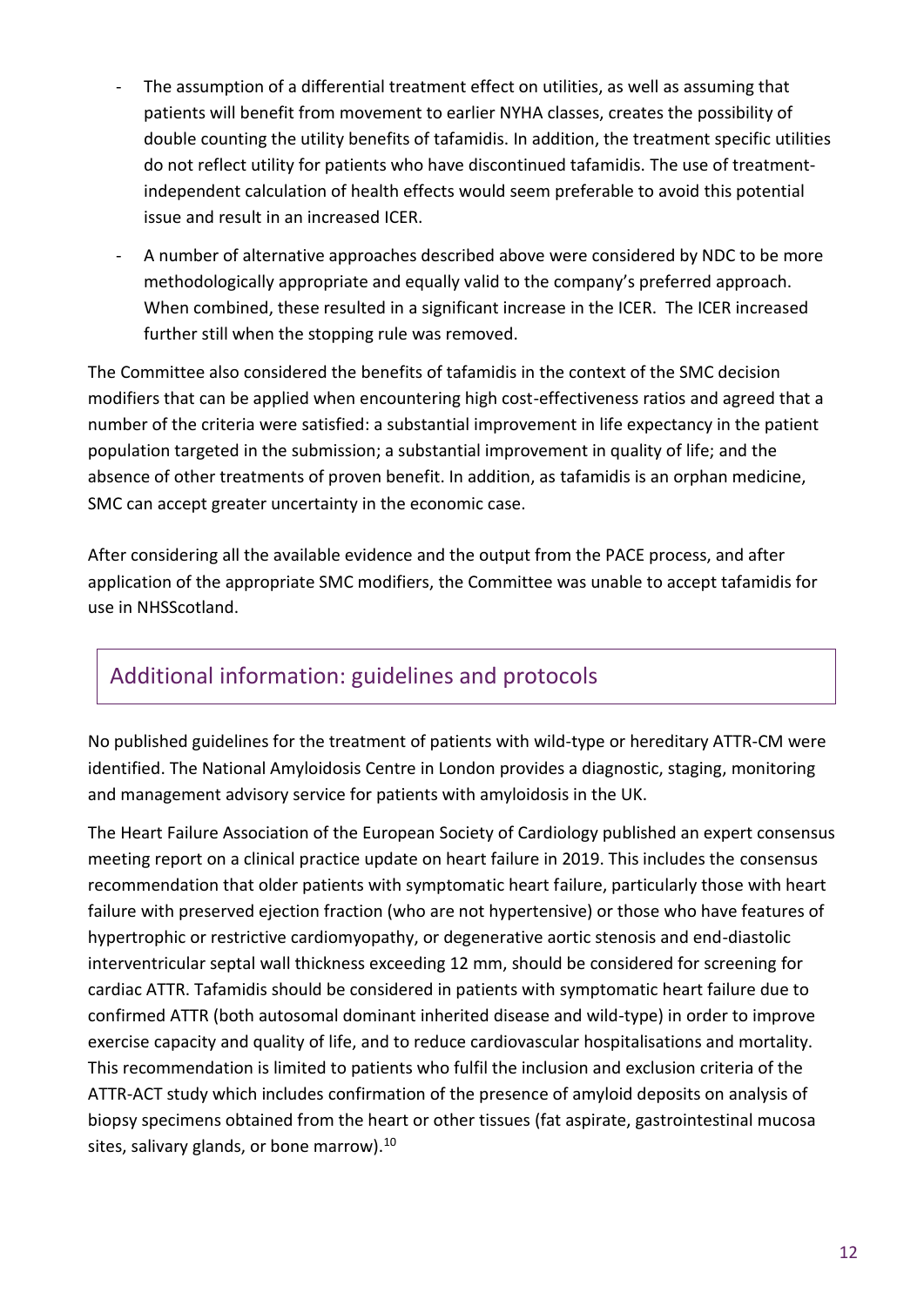- The assumption of a differential treatment effect on utilities, as well as assuming that patients will benefit from movement to earlier NYHA classes, creates the possibility of double counting the utility benefits of tafamidis. In addition, the treatment specific utilities do not reflect utility for patients who have discontinued tafamidis. The use of treatment-independent calculation of health effects would seem preferable to avoid this potential issue and result in an increased ICER.
- A number of alternative approaches described above were considered by NDC to be more methodologically appropriate and equally valid to the company's preferred approach. When combined, these resulted in a significant increase in the ICER. The ICER increased further still when the stopping rule was removed.

The Committee also considered the benefits of tafamidis in the context of the SMC decision modifiers that can be applied when encountering high cost-effectiveness ratios and agreed that a number of the criteria were satisfied: a substantial improvement in life expectancy in the patient population targeted in the submission; a substantial improvement in quality of life; and the absence of other treatments of proven benefit. In addition, as tafamidis is an orphan medicine, SMC can accept greater uncertainty in the economic case.

After considering all the available evidence and the output from the PACE process, and after application of the appropriate SMC modifiers, the Committee was unable to accept tafamidis for use in NHSScotland.

## Additional information: guidelines and protocols

No published guidelines for the treatment of patients with wild-type or hereditary ATTR-CM were identified. The National Amyloidosis Centre in London provides a diagnostic, staging, monitoring and management advisory service for patients with amyloidosis in the UK.

The Heart Failure Association of the European Society of Cardiology published an expert consensus meeting report on a clinical practice update on heart failure in 2019. This includes the consensus recommendation that older patients with symptomatic heart failure, particularly those with heart failure with preserved ejection fraction (who are not hypertensive) or those who have features of hypertrophic or restrictive cardiomyopathy, or degenerative aortic stenosis and end-diastolic interventricular septal wall thickness exceeding 12 mm, should be considered for screening for cardiac ATTR. Tafamidis should be considered in patients with symptomatic heart failure due to confirmed ATTR (both autosomal dominant inherited disease and wild-type) in order to improve exercise capacity and quality of life, and to reduce cardiovascular hospitalisations and mortality. This recommendation is limited to patients who fulfil the inclusion and exclusion criteria of the ATTR-ACT study which includes confirmation of the presence of amyloid deposits on analysis of biopsy specimens obtained from the heart or other tissues (fat aspirate, gastrointestinal mucosa sites, salivary glands, or bone marrow).[10]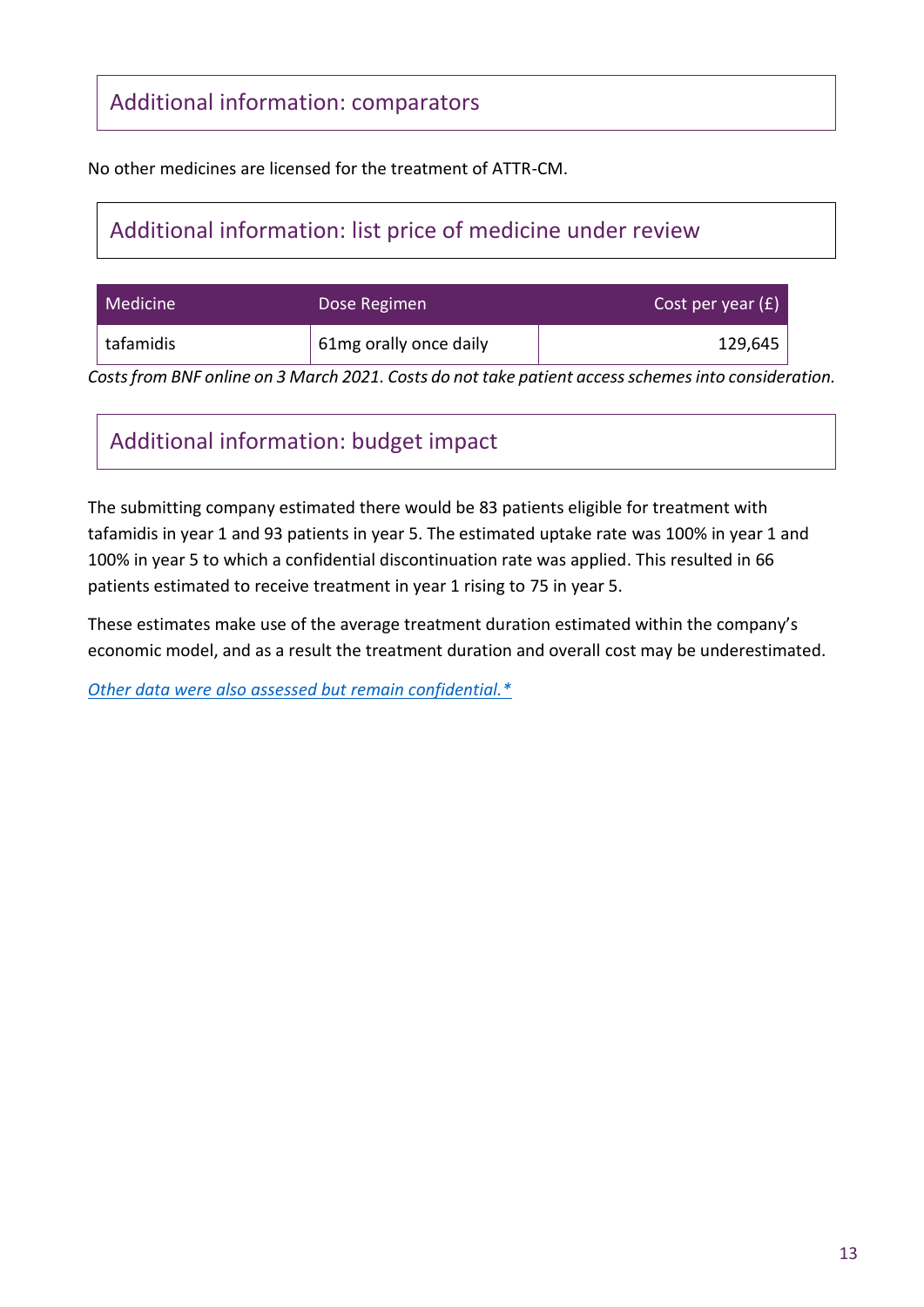## Additional information: comparators

No other medicines are licensed for the treatment of ATTR-CM.

## Additional information: list price of medicine under review

| Medicine | Dose Regimen | Cost per year (£) |
| --- | --- | ---: |
| tafamidis | 61mg orally once daily | 129,645 |

*Costs from BNF online on 3 March 2021. Costs do not take patient access schemes into consideration.*

## Additional information: budget impact

The submitting company estimated there would be 83 patients eligible for treatment with tafamidis in year 1 and 93 patients in year 5. The estimated uptake rate was 100% in year 1 and 100% in year 5 to which a confidential discontinuation rate was applied. This resulted in 66 patients estimated to receive treatment in year 1 rising to 75 in year 5.

These estimates make use of the average treatment duration estimated within the company's economic model, and as a result the treatment duration and overall cost may be underestimated.

*Other data were also assessed but remain confidential.**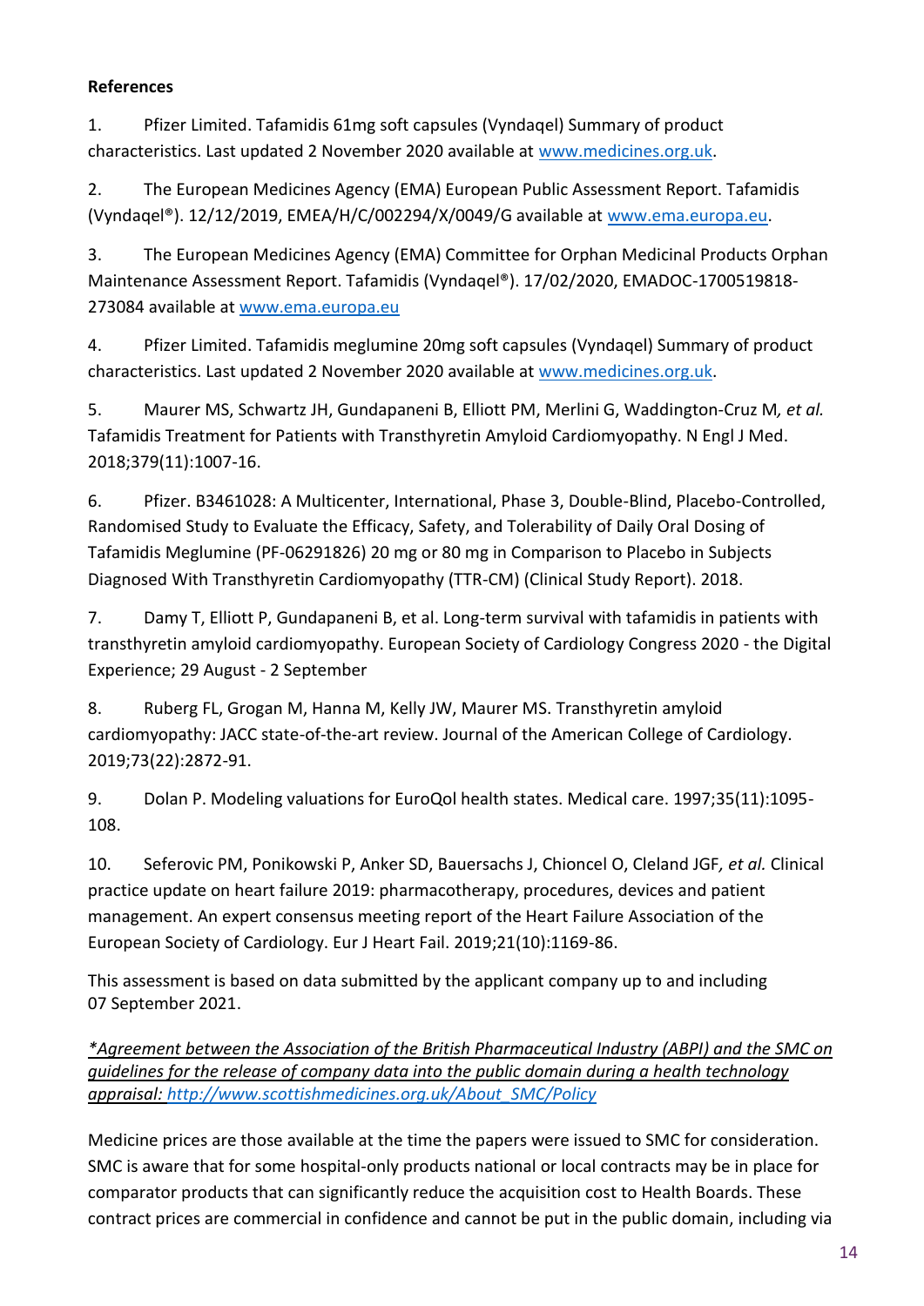**References**

1. Pfizer Limited. Tafamidis 61mg soft capsules (Vyndaqel) Summary of product characteristics. Last updated 2 November 2020 available at www.medicines.org.uk.

2. The European Medicines Agency (EMA) European Public Assessment Report. Tafamidis (Vyndaqel®). 12/12/2019, EMEA/H/C/002294/X/0049/G available at www.ema.europa.eu.

3. The European Medicines Agency (EMA) Committee for Orphan Medicinal Products Orphan Maintenance Assessment Report. Tafamidis (Vyndaqel®). 17/02/2020, EMADOC-1700519818-273084 available at www.ema.europa.eu

4. Pfizer Limited. Tafamidis meglumine 20mg soft capsules (Vyndaqel) Summary of product characteristics. Last updated 2 November 2020 available at www.medicines.org.uk.

5. Maurer MS, Schwartz JH, Gundapaneni B, Elliott PM, Merlini G, Waddington-Cruz M*, et al.* Tafamidis Treatment for Patients with Transthyretin Amyloid Cardiomyopathy. N Engl J Med. 2018;379(11):1007-16.

6. Pfizer. B3461028: A Multicenter, International, Phase 3, Double-Blind, Placebo-Controlled, Randomised Study to Evaluate the Efficacy, Safety, and Tolerability of Daily Oral Dosing of Tafamidis Meglumine (PF-06291826) 20 mg or 80 mg in Comparison to Placebo in Subjects Diagnosed With Transthyretin Cardiomyopathy (TTR-CM) (Clinical Study Report). 2018.

7. Damy T, Elliott P, Gundapaneni B, et al. Long-term survival with tafamidis in patients with transthyretin amyloid cardiomyopathy. European Society of Cardiology Congress 2020 - the Digital Experience; 29 August - 2 September

8. Ruberg FL, Grogan M, Hanna M, Kelly JW, Maurer MS. Transthyretin amyloid cardiomyopathy: JACC state-of-the-art review. Journal of the American College of Cardiology. 2019;73(22):2872-91.

9. Dolan P. Modeling valuations for EuroQol health states. Medical care. 1997;35(11):1095-108.

10. Seferovic PM, Ponikowski P, Anker SD, Bauersachs J, Chioncel O, Cleland JGF*, et al.* Clinical practice update on heart failure 2019: pharmacotherapy, procedures, devices and patient management. An expert consensus meeting report of the Heart Failure Association of the European Society of Cardiology. Eur J Heart Fail. 2019;21(10):1169-86.

This assessment is based on data submitted by the applicant company up to and including 07 September 2021.

*\*Agreement between the Association of the British Pharmaceutical Industry (ABPI) and the SMC on guidelines for the release of company data into the public domain during a health technology appraisal: http://www.scottishmedicines.org.uk/About_SMC/Policy*

Medicine prices are those available at the time the papers were issued to SMC for consideration. SMC is aware that for some hospital-only products national or local contracts may be in place for comparator products that can significantly reduce the acquisition cost to Health Boards. These contract prices are commercial in confidence and cannot be put in the public domain, including via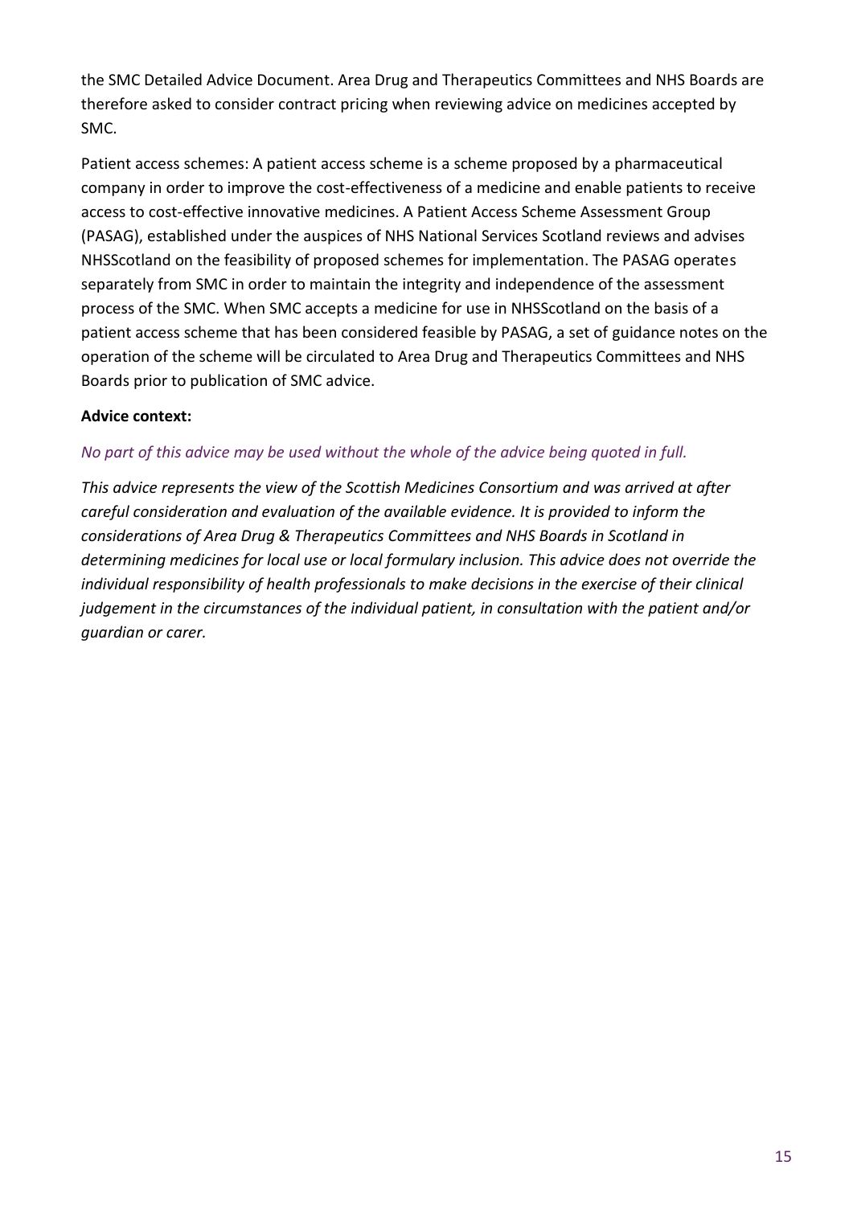the SMC Detailed Advice Document. Area Drug and Therapeutics Committees and NHS Boards are therefore asked to consider contract pricing when reviewing advice on medicines accepted by SMC.

Patient access schemes: A patient access scheme is a scheme proposed by a pharmaceutical company in order to improve the cost-effectiveness of a medicine and enable patients to receive access to cost-effective innovative medicines. A Patient Access Scheme Assessment Group (PASAG), established under the auspices of NHS National Services Scotland reviews and advises NHSScotland on the feasibility of proposed schemes for implementation. The PASAG operates separately from SMC in order to maintain the integrity and independence of the assessment process of the SMC. When SMC accepts a medicine for use in NHSScotland on the basis of a patient access scheme that has been considered feasible by PASAG, a set of guidance notes on the operation of the scheme will be circulated to Area Drug and Therapeutics Committees and NHS Boards prior to publication of SMC advice.

**Advice context:**

*No part of this advice may be used without the whole of the advice being quoted in full.*

*This advice represents the view of the Scottish Medicines Consortium and was arrived at after careful consideration and evaluation of the available evidence. It is provided to inform the considerations of Area Drug & Therapeutics Committees and NHS Boards in Scotland in determining medicines for local use or local formulary inclusion. This advice does not override the individual responsibility of health professionals to make decisions in the exercise of their clinical judgement in the circumstances of the individual patient, in consultation with the patient and/or guardian or carer.*